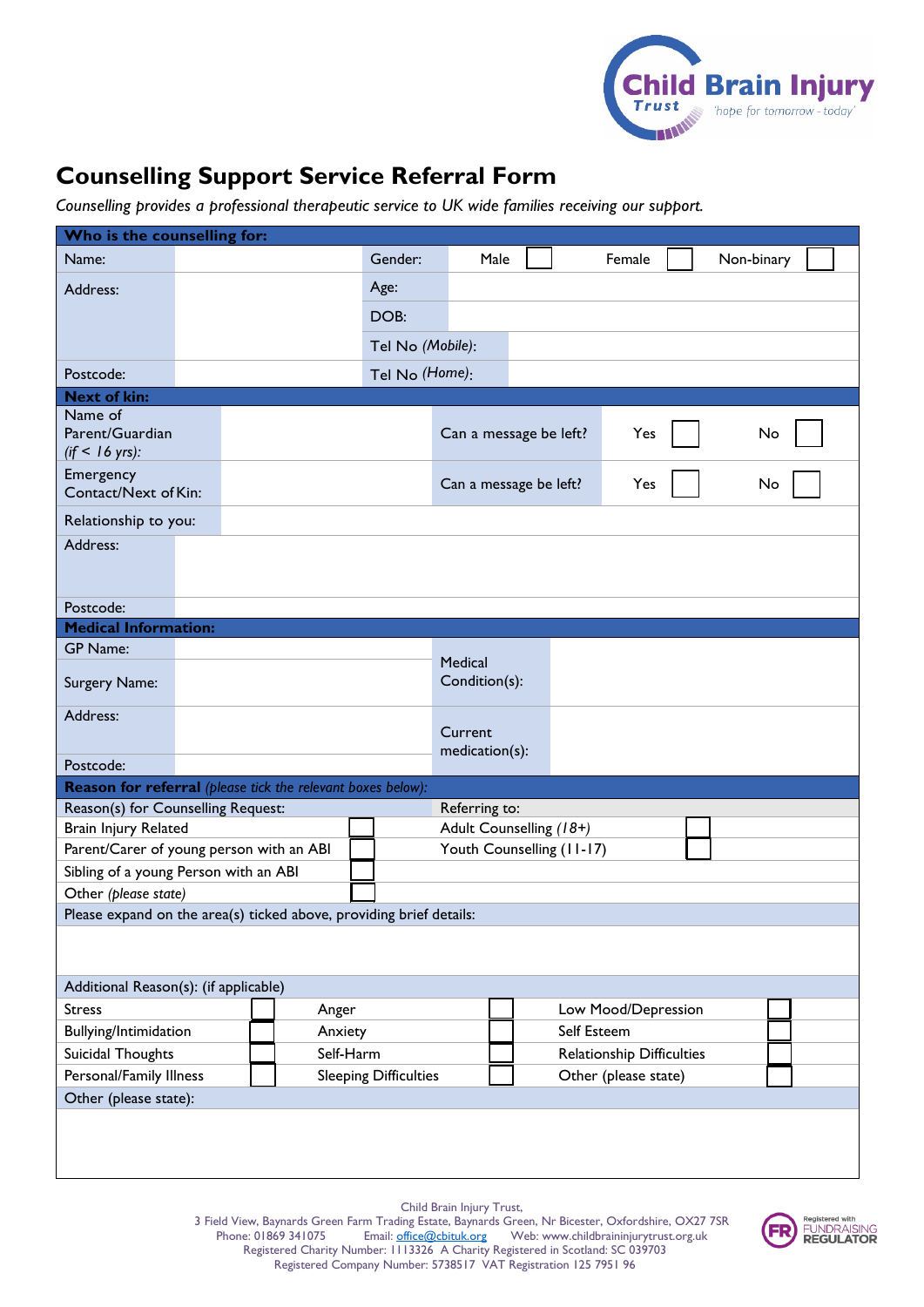Child Brain Injury Trust
'hope for tomorrow - today'

# Counselling Support Service Referral Form

*Counselling provides a professional therapeutic service to UK wide families receiving our support.*

| **Who is the counselling for:** | | | | | | |
|---|---|---|---|---|---|---|
| Name: | | Gender: | Male ☐ | Female ☐ | Non-binary ☐ | |
| Address: | | Age: | | | | |
| | | DOB: | | | | |
| | | Tel No *(Mobile)*: | | | | |
| Postcode: | | Tel No *(Home)*: | | | | |

| **Next of kin:** | | | | |
|---|---|---|---|---|
| Name of Parent/Guardian *(if < 16 yrs)*: | | Can a message be left? | Yes ☐ | No ☐ |
| Emergency Contact/Next of Kin: | | Can a message be left? | Yes ☐ | No ☐ |
| Relationship to you: | | | | |
| Address: | | | | |
| Postcode: | | | | |

| **Medical Information:** | | | |
|---|---|---|---|
| GP Name: | | Medical Condition(s): | |
| Surgery Name: | | | |
| Address: | | Current medication(s): | |
| Postcode: | | | |

| **Reason for referral** *(please tick the relevant boxes below)*: | | | |
|---|---|---|---|
| Reason(s) for Counselling Request: | | Referring to: | |
| Brain Injury Related | ☐ | Adult Counselling *(18+)* | ☐ |
| Parent/Carer of young person with an ABI | ☐ | Youth Counselling (11-17) | ☐ |
| Sibling of a young Person with an ABI | ☐ | | |
| Other *(please state)* | ☐ | | |
| Please expand on the area(s) ticked above, providing brief details: | | | |
| | | | |

| Additional Reason(s): (if applicable) | | | | | |
|---|---|---|---|---|---|
| Stress | ☐ | Anger | ☐ | Low Mood/Depression | ☐ |
| Bullying/Intimidation | ☐ | Anxiety | ☐ | Self Esteem | ☐ |
| Suicidal Thoughts | ☐ | Self-Harm | ☐ | Relationship Difficulties | ☐ |
| Personal/Family Illness | ☐ | Sleeping Difficulties | ☐ | Other (please state) | ☐ |
| Other (please state): | | | | | |
| | | | | | |

Child Brain Injury Trust,
3 Field View, Baynards Green Farm Trading Estate, Baynards Green, Nr Bicester, Oxfordshire, OX27 7SR
Phone: 01869 341075 Email: office@cbituk.org Web: www.childbraininjurytrust.org.uk
Registered Charity Number: 1113326 A Charity Registered in Scotland: SC 039703
Registered Company Number: 5738517 VAT Registration 125 7951 96

Registered with FUNDRAISING REGULATOR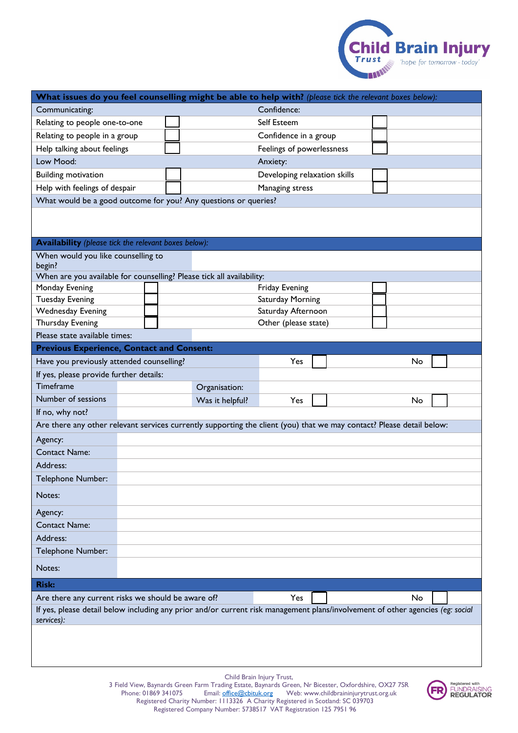| **What issues do you feel counselling might be able to help with?** *(please tick the relevant boxes below):* | | | |
|---|---|---|---|
| Communicating: | | Confidence: | |
| Relating to people one-to-one | ☐ | Self Esteem | ☐ |
| Relating to people in a group | ☐ | Confidence in a group | ☐ |
| Help talking about feelings | ☐ | Feelings of powerlessness | ☐ |
| Low Mood: | | Anxiety: | |
| Building motivation | ☐ | Developing relaxation skills | ☐ |
| Help with feelings of despair | ☐ | Managing stress | ☐ |
| What would be a good outcome for you? Any questions or queries? | | | |
| | | | |

| **Availability** *(please tick the relevant boxes below):* | | | |
|---|---|---|---|
| When would you like counselling to begin? | | | |
| When are you available for counselling? Please tick all availability: | | | |
| Monday Evening | ☐ | Friday Evening | ☐ |
| Tuesday Evening | ☐ | Saturday Morning | ☐ |
| Wednesday Evening | ☐ | Saturday Afternoon | ☐ |
| Thursday Evening | ☐ | Other (please state) | ☐ |
| Please state available times: | | | |

| **Previous Experience, Contact and Consent:** | | | | |
|---|---|---|---|---|
| Have you previously attended counselling? | | | Yes ☐ | No ☐ |
| If yes, please provide further details: | | | | |
| Timeframe | | Organisation: | | |
| Number of sessions | | Was it helpful? | Yes ☐ | No ☐ |
| If no, why not? | | | | |
| Are there any other relevant services currently supporting the client (you) that we may contact? Please detail below: | | | | |
| Agency: | | | | |
| Contact Name: | | | | |
| Address: | | | | |
| Telephone Number: | | | | |
| Notes: | | | | |
| Agency: | | | | |
| Contact Name: | | | | |
| Address: | | | | |
| Telephone Number: | | | | |
| Notes: | | | | |

| **Risk:** | | |
|---|---|---|
| Are there any current risks we should be aware of? | Yes ☐ | No ☐ |
| If yes, please detail below including any prior and/or current risk management plans/involvement of other agencies *(eg: social services)*: | | |
| | | |

Child Brain Injury Trust,
3 Field View, Baynards Green Farm Trading Estate, Baynards Green, Nr Bicester, Oxfordshire, OX27 7SR
Phone: 01869 341075 Email: office@cbituk.org Web: www.childbraininjurytrust.org.uk
Registered Charity Number: 1113326 A Charity Registered in Scotland: SC 039703
Registered Company Number: 5738517 VAT Registration 125 7951 96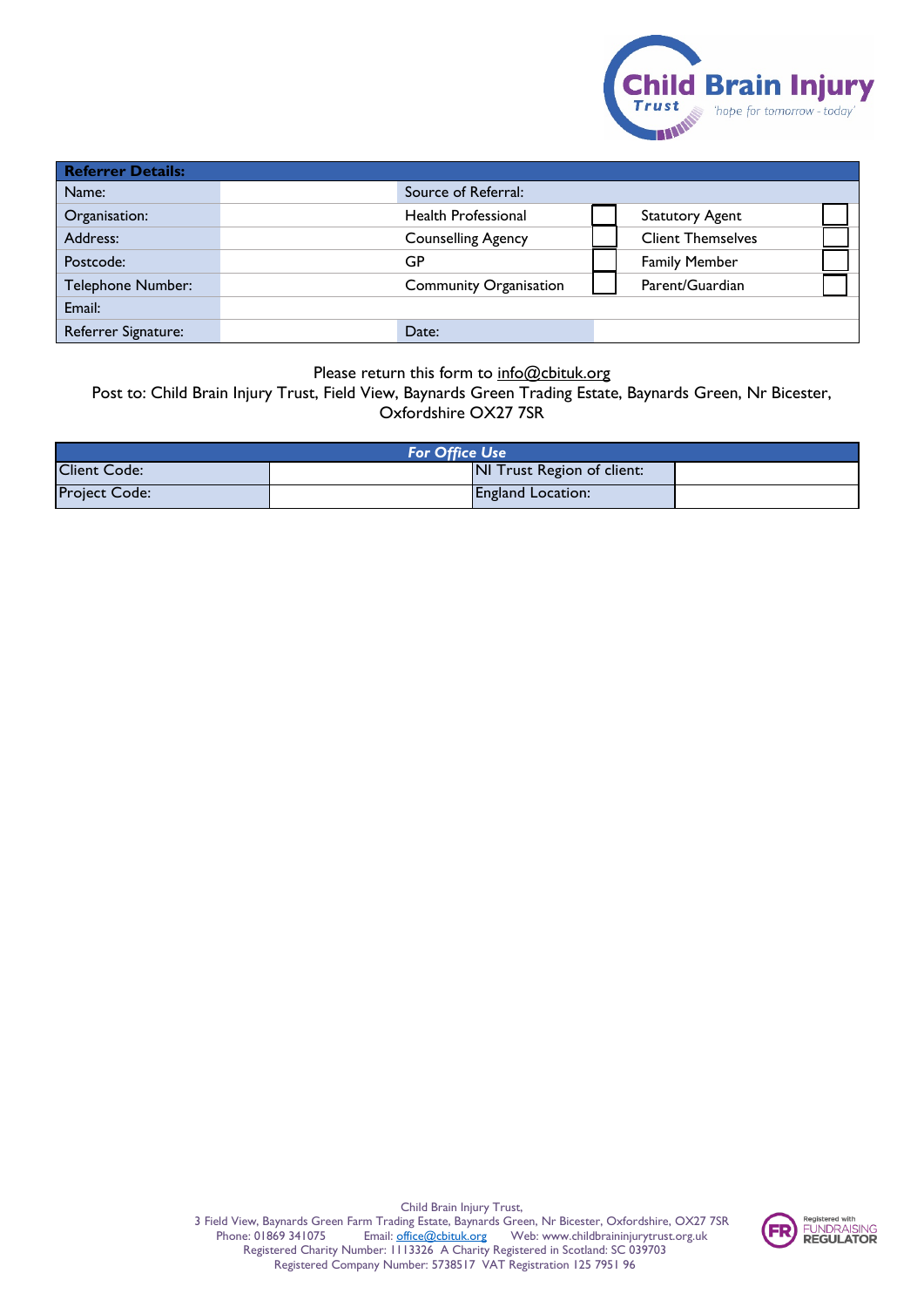| Referrer Details: | | | | | |
|---|---|---|---|---|---|
| Name: | | Source of Referral: | | | |
| Organisation: | | Health Professional | | Statutory Agent | |
| Address: | | Counselling Agency | | Client Themselves | |
| Postcode: | | GP | | Family Member | |
| Telephone Number: | | Community Organisation | | Parent/Guardian | |
| Email: | | | | | |
| Referrer Signature: | | Date: | | | |

Please return this form to info@cbituk.org

Post to: Child Brain Injury Trust, Field View, Baynards Green Trading Estate, Baynards Green, Nr Bicester, Oxfordshire OX27 7SR

| *For Office Use* | | | |
|---|---|---|---|
| Client Code: | | NI Trust Region of client: | |
| Project Code: | | England Location: | |

Child Brain Injury Trust,
3 Field View, Baynards Green Farm Trading Estate, Baynards Green, Nr Bicester, Oxfordshire, OX27 7SR
Phone: 01869 341075 Email: office@cbituk.org Web: www.childbraininjurytrust.org.uk
Registered Charity Number: 1113326 A Charity Registered in Scotland: SC 039703
Registered Company Number: 5738517 VAT Registration 125 7951 96